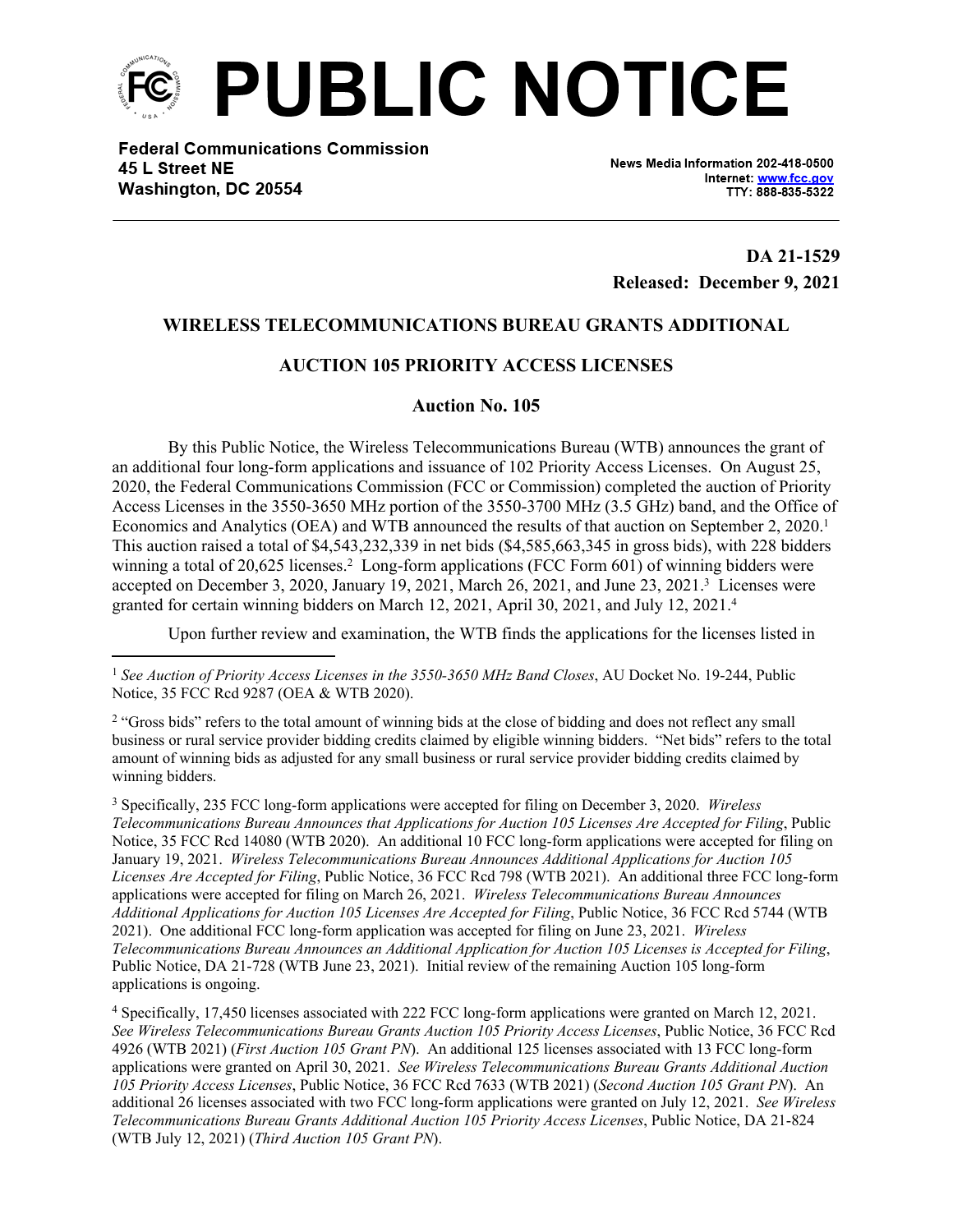# PUBLIC NOTICE

**Federal Communications Commission**
**45 L Street NE**
**Washington, DC 20554**

News Media Information 202-418-0500
Internet: www.fcc.gov
TTY: 888-835-5322

**DA 21-1529**
**Released: December 9, 2021**

## WIRELESS TELECOMMUNICATIONS BUREAU GRANTS ADDITIONAL AUCTION 105 PRIORITY ACCESS LICENSES

### Auction No. 105

By this Public Notice, the Wireless Telecommunications Bureau (WTB) announces the grant of an additional four long-form applications and issuance of 102 Priority Access Licenses. On August 25, 2020, the Federal Communications Commission (FCC or Commission) completed the auction of Priority Access Licenses in the 3550-3650 MHz portion of the 3550-3700 MHz (3.5 GHz) band, and the Office of Economics and Analytics (OEA) and WTB announced the results of that auction on September 2, 2020.[1] This auction raised a total of $4,543,232,339 in net bids ($4,585,663,345 in gross bids), with 228 bidders winning a total of 20,625 licenses.[2] Long-form applications (FCC Form 601) of winning bidders were accepted on December 3, 2020, January 19, 2021, March 26, 2021, and June 23, 2021.[3] Licenses were granted for certain winning bidders on March 12, 2021, April 30, 2021, and July 12, 2021.[4]

Upon further review and examination, the WTB finds the applications for the licenses listed in

---

[1] *See Auction of Priority Access Licenses in the 3550-3650 MHz Band Closes*, AU Docket No. 19-244, Public Notice, 35 FCC Rcd 9287 (OEA & WTB 2020).

[2] "Gross bids" refers to the total amount of winning bids at the close of bidding and does not reflect any small business or rural service provider bidding credits claimed by eligible winning bidders. "Net bids" refers to the total amount of winning bids as adjusted for any small business or rural service provider bidding credits claimed by winning bidders.

[3] Specifically, 235 FCC long-form applications were accepted for filing on December 3, 2020. *Wireless Telecommunications Bureau Announces that Applications for Auction 105 Licenses Are Accepted for Filing*, Public Notice, 35 FCC Rcd 14080 (WTB 2020). An additional 10 FCC long-form applications were accepted for filing on January 19, 2021. *Wireless Telecommunications Bureau Announces Additional Applications for Auction 105 Licenses Are Accepted for Filing*, Public Notice, 36 FCC Rcd 798 (WTB 2021). An additional three FCC long-form applications were accepted for filing on March 26, 2021. *Wireless Telecommunications Bureau Announces Additional Applications for Auction 105 Licenses Are Accepted for Filing*, Public Notice, 36 FCC Rcd 5744 (WTB 2021). One additional FCC long-form application was accepted for filing on June 23, 2021. *Wireless Telecommunications Bureau Announces an Additional Application for Auction 105 Licenses is Accepted for Filing*, Public Notice, DA 21-728 (WTB June 23, 2021). Initial review of the remaining Auction 105 long-form applications is ongoing.

[4] Specifically, 17,450 licenses associated with 222 FCC long-form applications were granted on March 12, 2021. *See Wireless Telecommunications Bureau Grants Auction 105 Priority Access Licenses*, Public Notice, 36 FCC Rcd 4926 (WTB 2021) (*First Auction 105 Grant PN*). An additional 125 licenses associated with 13 FCC long-form applications were granted on April 30, 2021. *See Wireless Telecommunications Bureau Grants Additional Auction 105 Priority Access Licenses*, Public Notice, 36 FCC Rcd 7633 (WTB 2021) (*Second Auction 105 Grant PN*). An additional 26 licenses associated with two FCC long-form applications were granted on July 12, 2021. *See Wireless Telecommunications Bureau Grants Additional Auction 105 Priority Access Licenses*, Public Notice, DA 21-824 (WTB July 12, 2021) (*Third Auction 105 Grant PN*).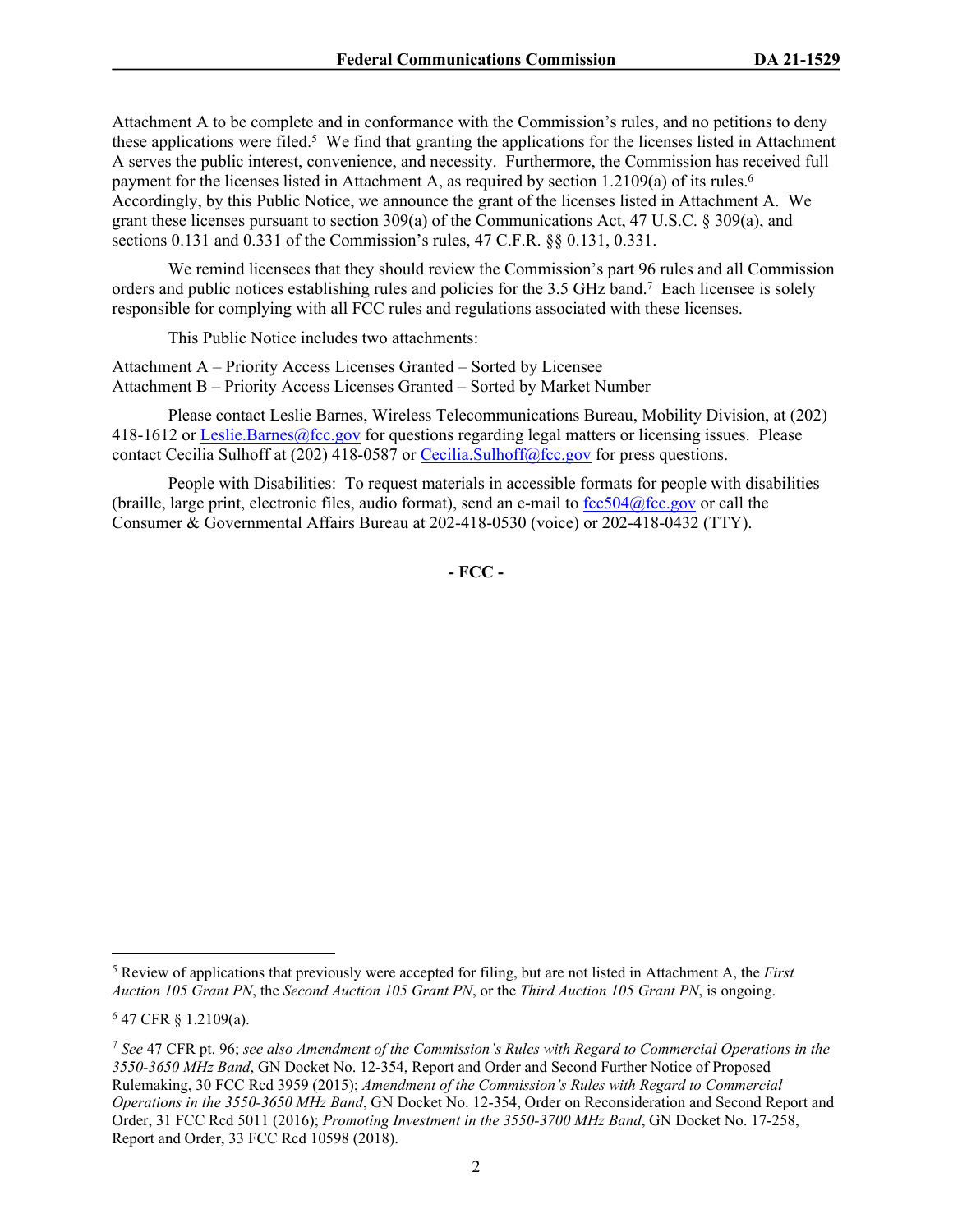Attachment A to be complete and in conformance with the Commission's rules, and no petitions to deny these applications were filed.[5] We find that granting the applications for the licenses listed in Attachment A serves the public interest, convenience, and necessity. Furthermore, the Commission has received full payment for the licenses listed in Attachment A, as required by section 1.2109(a) of its rules.[6] Accordingly, by this Public Notice, we announce the grant of the licenses listed in Attachment A. We grant these licenses pursuant to section 309(a) of the Communications Act, 47 U.S.C. § 309(a), and sections 0.131 and 0.331 of the Commission's rules, 47 C.F.R. §§ 0.131, 0.331.

We remind licensees that they should review the Commission's part 96 rules and all Commission orders and public notices establishing rules and policies for the 3.5 GHz band.[7] Each licensee is solely responsible for complying with all FCC rules and regulations associated with these licenses.

This Public Notice includes two attachments:

Attachment A – Priority Access Licenses Granted – Sorted by Licensee
Attachment B – Priority Access Licenses Granted – Sorted by Market Number

Please contact Leslie Barnes, Wireless Telecommunications Bureau, Mobility Division, at (202) 418-1612 or Leslie.Barnes@fcc.gov for questions regarding legal matters or licensing issues. Please contact Cecilia Sulhoff at (202) 418-0587 or Cecilia.Sulhoff@fcc.gov for press questions.

People with Disabilities: To request materials in accessible formats for people with disabilities (braille, large print, electronic files, audio format), send an e-mail to fcc504@fcc.gov or call the Consumer & Governmental Affairs Bureau at 202-418-0530 (voice) or 202-418-0432 (TTY).

**- FCC -**

---

[5] Review of applications that previously were accepted for filing, but are not listed in Attachment A, the *First Auction 105 Grant PN*, the *Second Auction 105 Grant PN*, or the *Third Auction 105 Grant PN*, is ongoing.

[6] 47 CFR § 1.2109(a).

[7] *See* 47 CFR pt. 96; *see also Amendment of the Commission's Rules with Regard to Commercial Operations in the 3550-3650 MHz Band*, GN Docket No. 12-354, Report and Order and Second Further Notice of Proposed Rulemaking, 30 FCC Rcd 3959 (2015); *Amendment of the Commission's Rules with Regard to Commercial Operations in the 3550-3650 MHz Band*, GN Docket No. 12-354, Order on Reconsideration and Second Report and Order, 31 FCC Rcd 5011 (2016); *Promoting Investment in the 3550-3700 MHz Band*, GN Docket No. 17-258, Report and Order, 33 FCC Rcd 10598 (2018).